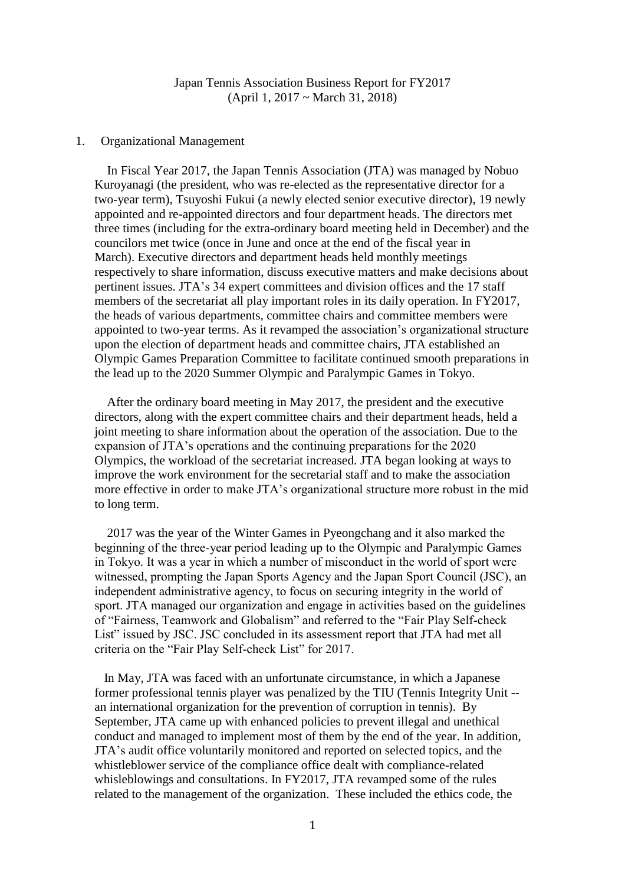# Japan Tennis Association Business Report for FY2017
(April 1, 2017 ~ March 31, 2018)

## 1. Organizational Management

In Fiscal Year 2017, the Japan Tennis Association (JTA) was managed by Nobuo Kuroyanagi (the president, who was re-elected as the representative director for a two-year term), Tsuyoshi Fukui (a newly elected senior executive director), 19 newly appointed and re-appointed directors and four department heads. The directors met three times (including for the extra-ordinary board meeting held in December) and the councilors met twice (once in June and once at the end of the fiscal year in March). Executive directors and department heads held monthly meetings respectively to share information, discuss executive matters and make decisions about pertinent issues. JTA's 34 expert committees and division offices and the 17 staff members of the secretariat all play important roles in its daily operation. In FY2017, the heads of various departments, committee chairs and committee members were appointed to two-year terms. As it revamped the association's organizational structure upon the election of department heads and committee chairs, JTA established an Olympic Games Preparation Committee to facilitate continued smooth preparations in the lead up to the 2020 Summer Olympic and Paralympic Games in Tokyo.

After the ordinary board meeting in May 2017, the president and the executive directors, along with the expert committee chairs and their department heads, held a joint meeting to share information about the operation of the association. Due to the expansion of JTA's operations and the continuing preparations for the 2020 Olympics, the workload of the secretariat increased. JTA began looking at ways to improve the work environment for the secretarial staff and to make the association more effective in order to make JTA's organizational structure more robust in the mid to long term.

2017 was the year of the Winter Games in Pyeongchang and it also marked the beginning of the three-year period leading up to the Olympic and Paralympic Games in Tokyo. It was a year in which a number of misconduct in the world of sport were witnessed, prompting the Japan Sports Agency and the Japan Sport Council (JSC), an independent administrative agency, to focus on securing integrity in the world of sport. JTA managed our organization and engage in activities based on the guidelines of "Fairness, Teamwork and Globalism" and referred to the "Fair Play Self-check List" issued by JSC. JSC concluded in its assessment report that JTA had met all criteria on the "Fair Play Self-check List" for 2017.

In May, JTA was faced with an unfortunate circumstance, in which a Japanese former professional tennis player was penalized by the TIU (Tennis Integrity Unit -- an international organization for the prevention of corruption in tennis). By September, JTA came up with enhanced policies to prevent illegal and unethical conduct and managed to implement most of them by the end of the year. In addition, JTA's audit office voluntarily monitored and reported on selected topics, and the whistleblower service of the compliance office dealt with compliance-related whisleblowings and consultations. In FY2017, JTA revamped some of the rules related to the management of the organization. These included the ethics code, the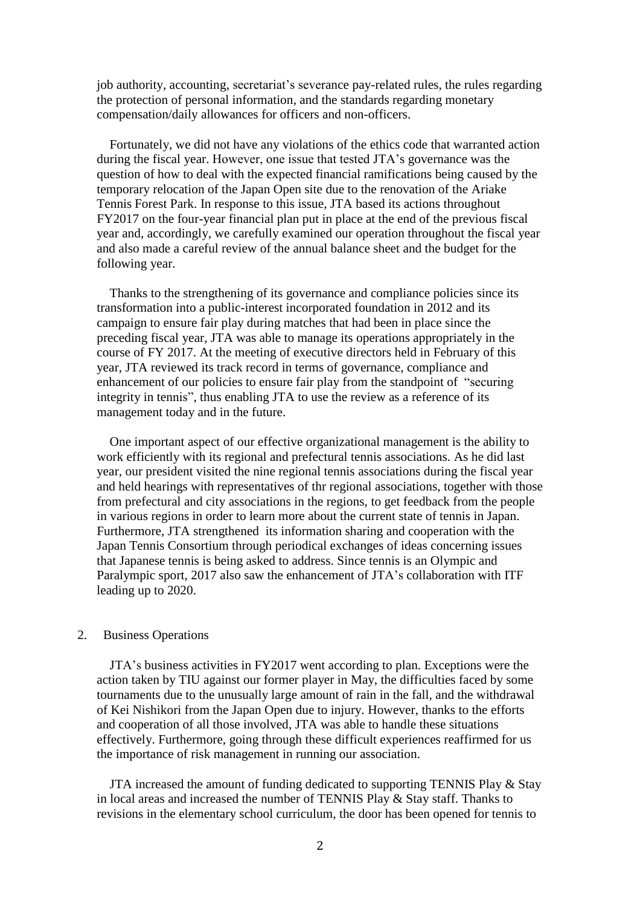job authority, accounting, secretariat's severance pay-related rules, the rules regarding the protection of personal information, and the standards regarding monetary compensation/daily allowances for officers and non-officers.

Fortunately, we did not have any violations of the ethics code that warranted action during the fiscal year. However, one issue that tested JTA's governance was the question of how to deal with the expected financial ramifications being caused by the temporary relocation of the Japan Open site due to the renovation of the Ariake Tennis Forest Park. In response to this issue, JTA based its actions throughout FY2017 on the four-year financial plan put in place at the end of the previous fiscal year and, accordingly, we carefully examined our operation throughout the fiscal year and also made a careful review of the annual balance sheet and the budget for the following year.

Thanks to the strengthening of its governance and compliance policies since its transformation into a public-interest incorporated foundation in 2012 and its campaign to ensure fair play during matches that had been in place since the preceding fiscal year, JTA was able to manage its operations appropriately in the course of FY 2017. At the meeting of executive directors held in February of this year, JTA reviewed its track record in terms of governance, compliance and enhancement of our policies to ensure fair play from the standpoint of "securing integrity in tennis", thus enabling JTA to use the review as a reference of its management today and in the future.

One important aspect of our effective organizational management is the ability to work efficiently with its regional and prefectural tennis associations. As he did last year, our president visited the nine regional tennis associations during the fiscal year and held hearings with representatives of thr regional associations, together with those from prefectural and city associations in the regions, to get feedback from the people in various regions in order to learn more about the current state of tennis in Japan. Furthermore, JTA strengthened its information sharing and cooperation with the Japan Tennis Consortium through periodical exchanges of ideas concerning issues that Japanese tennis is being asked to address. Since tennis is an Olympic and Paralympic sport, 2017 also saw the enhancement of JTA's collaboration with ITF leading up to 2020.

## 2. Business Operations

JTA's business activities in FY2017 went according to plan. Exceptions were the action taken by TIU against our former player in May, the difficulties faced by some tournaments due to the unusually large amount of rain in the fall, and the withdrawal of Kei Nishikori from the Japan Open due to injury. However, thanks to the efforts and cooperation of all those involved, JTA was able to handle these situations effectively. Furthermore, going through these difficult experiences reaffirmed for us the importance of risk management in running our association.

JTA increased the amount of funding dedicated to supporting TENNIS Play & Stay in local areas and increased the number of TENNIS Play & Stay staff. Thanks to revisions in the elementary school curriculum, the door has been opened for tennis to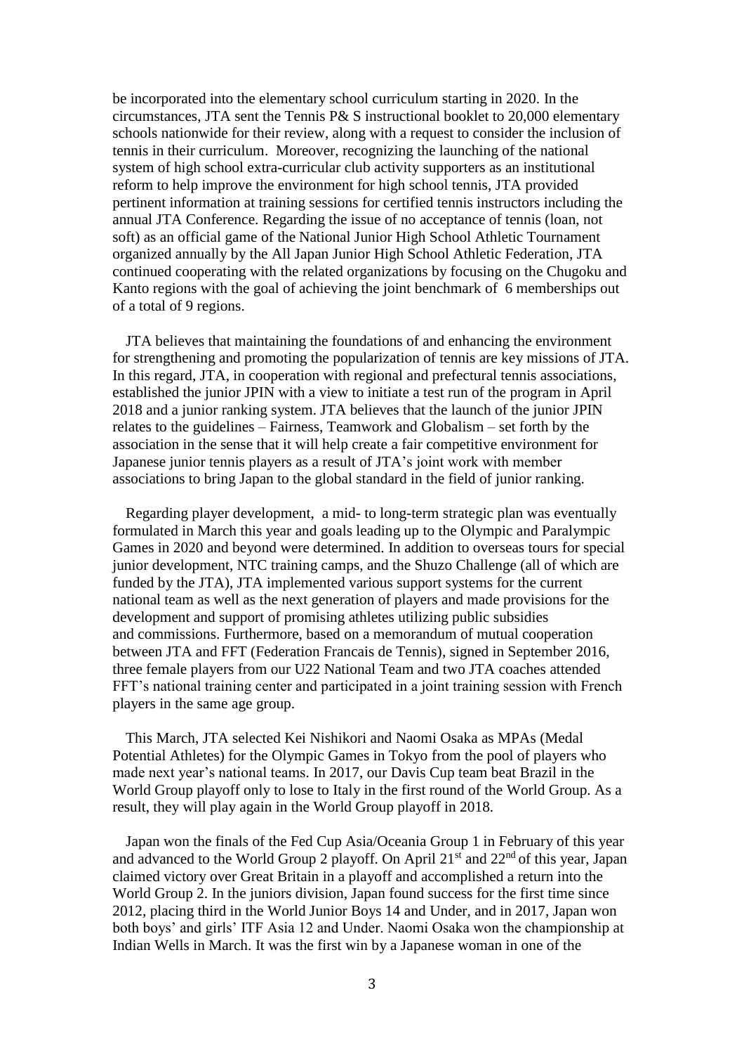be incorporated into the elementary school curriculum starting in 2020. In the circumstances, JTA sent the Tennis P& S instructional booklet to 20,000 elementary schools nationwide for their review, along with a request to consider the inclusion of tennis in their curriculum. Moreover, recognizing the launching of the national system of high school extra-curricular club activity supporters as an institutional reform to help improve the environment for high school tennis, JTA provided pertinent information at training sessions for certified tennis instructors including the annual JTA Conference. Regarding the issue of no acceptance of tennis (loan, not soft) as an official game of the National Junior High School Athletic Tournament organized annually by the All Japan Junior High School Athletic Federation, JTA continued cooperating with the related organizations by focusing on the Chugoku and Kanto regions with the goal of achieving the joint benchmark of 6 memberships out of a total of 9 regions.

JTA believes that maintaining the foundations of and enhancing the environment for strengthening and promoting the popularization of tennis are key missions of JTA. In this regard, JTA, in cooperation with regional and prefectural tennis associations, established the junior JPIN with a view to initiate a test run of the program in April 2018 and a junior ranking system. JTA believes that the launch of the junior JPIN relates to the guidelines – Fairness, Teamwork and Globalism – set forth by the association in the sense that it will help create a fair competitive environment for Japanese junior tennis players as a result of JTA's joint work with member associations to bring Japan to the global standard in the field of junior ranking.

Regarding player development, a mid- to long-term strategic plan was eventually formulated in March this year and goals leading up to the Olympic and Paralympic Games in 2020 and beyond were determined. In addition to overseas tours for special junior development, NTC training camps, and the Shuzo Challenge (all of which are funded by the JTA), JTA implemented various support systems for the current national team as well as the next generation of players and made provisions for the development and support of promising athletes utilizing public subsidies and commissions. Furthermore, based on a memorandum of mutual cooperation between JTA and FFT (Federation Francais de Tennis), signed in September 2016, three female players from our U22 National Team and two JTA coaches attended FFT's national training center and participated in a joint training session with French players in the same age group.

This March, JTA selected Kei Nishikori and Naomi Osaka as MPAs (Medal Potential Athletes) for the Olympic Games in Tokyo from the pool of players who made next year's national teams. In 2017, our Davis Cup team beat Brazil in the World Group playoff only to lose to Italy in the first round of the World Group. As a result, they will play again in the World Group playoff in 2018.

Japan won the finals of the Fed Cup Asia/Oceania Group 1 in February of this year and advanced to the World Group 2 playoff. On April 21st and 22nd of this year, Japan claimed victory over Great Britain in a playoff and accomplished a return into the World Group 2. In the juniors division, Japan found success for the first time since 2012, placing third in the World Junior Boys 14 and Under, and in 2017, Japan won both boys' and girls' ITF Asia 12 and Under. Naomi Osaka won the championship at Indian Wells in March. It was the first win by a Japanese woman in one of the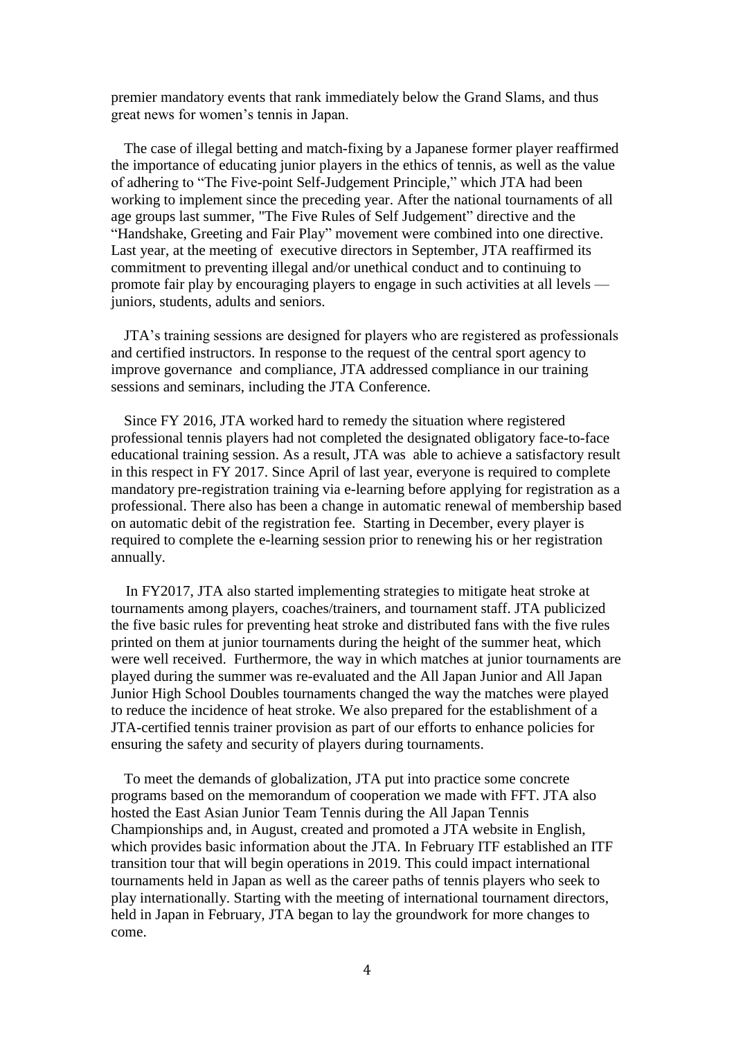premier mandatory events that rank immediately below the Grand Slams, and thus great news for women's tennis in Japan.

The case of illegal betting and match-fixing by a Japanese former player reaffirmed the importance of educating junior players in the ethics of tennis, as well as the value of adhering to "The Five-point Self-Judgement Principle," which JTA had been working to implement since the preceding year. After the national tournaments of all age groups last summer, "The Five Rules of Self Judgement" directive and the "Handshake, Greeting and Fair Play" movement were combined into one directive. Last year, at the meeting of executive directors in September, JTA reaffirmed its commitment to preventing illegal and/or unethical conduct and to continuing to promote fair play by encouraging players to engage in such activities at all levels — juniors, students, adults and seniors.

JTA's training sessions are designed for players who are registered as professionals and certified instructors. In response to the request of the central sport agency to improve governance and compliance, JTA addressed compliance in our training sessions and seminars, including the JTA Conference.

Since FY 2016, JTA worked hard to remedy the situation where registered professional tennis players had not completed the designated obligatory face-to-face educational training session. As a result, JTA was able to achieve a satisfactory result in this respect in FY 2017. Since April of last year, everyone is required to complete mandatory pre-registration training via e-learning before applying for registration as a professional. There also has been a change in automatic renewal of membership based on automatic debit of the registration fee. Starting in December, every player is required to complete the e-learning session prior to renewing his or her registration annually.

In FY2017, JTA also started implementing strategies to mitigate heat stroke at tournaments among players, coaches/trainers, and tournament staff. JTA publicized the five basic rules for preventing heat stroke and distributed fans with the five rules printed on them at junior tournaments during the height of the summer heat, which were well received. Furthermore, the way in which matches at junior tournaments are played during the summer was re-evaluated and the All Japan Junior and All Japan Junior High School Doubles tournaments changed the way the matches were played to reduce the incidence of heat stroke. We also prepared for the establishment of a JTA-certified tennis trainer provision as part of our efforts to enhance policies for ensuring the safety and security of players during tournaments.

To meet the demands of globalization, JTA put into practice some concrete programs based on the memorandum of cooperation we made with FFT. JTA also hosted the East Asian Junior Team Tennis during the All Japan Tennis Championships and, in August, created and promoted a JTA website in English, which provides basic information about the JTA. In February ITF established an ITF transition tour that will begin operations in 2019. This could impact international tournaments held in Japan as well as the career paths of tennis players who seek to play internationally. Starting with the meeting of international tournament directors, held in Japan in February, JTA began to lay the groundwork for more changes to come.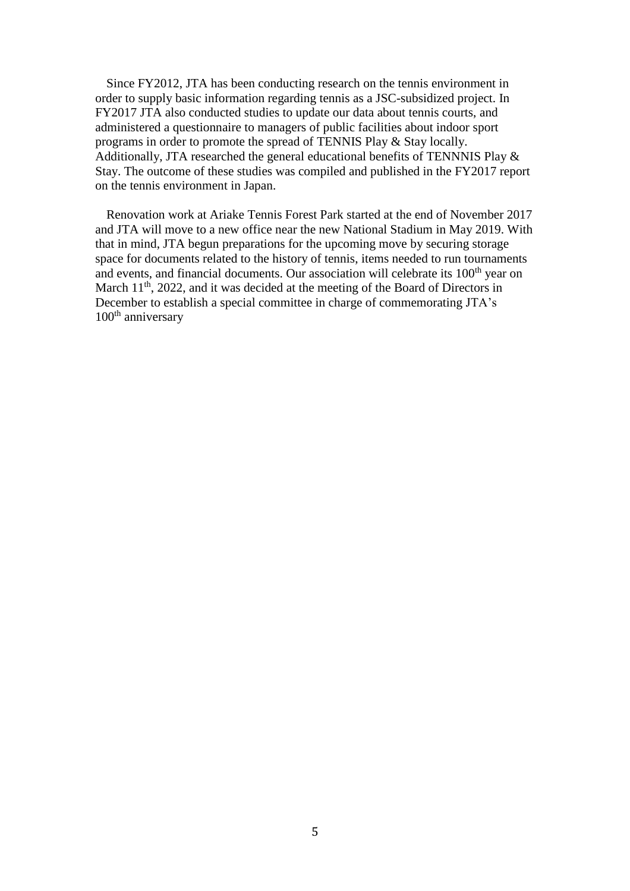Since FY2012, JTA has been conducting research on the tennis environment in order to supply basic information regarding tennis as a JSC-subsidized project. In FY2017 JTA also conducted studies to update our data about tennis courts, and administered a questionnaire to managers of public facilities about indoor sport programs in order to promote the spread of TENNIS Play & Stay locally. Additionally, JTA researched the general educational benefits of TENNNIS Play & Stay. The outcome of these studies was compiled and published in the FY2017 report on the tennis environment in Japan.

Renovation work at Ariake Tennis Forest Park started at the end of November 2017 and JTA will move to a new office near the new National Stadium in May 2019. With that in mind, JTA begun preparations for the upcoming move by securing storage space for documents related to the history of tennis, items needed to run tournaments and events, and financial documents. Our association will celebrate its 100th year on March 11th, 2022, and it was decided at the meeting of the Board of Directors in December to establish a special committee in charge of commemorating JTA's 100th anniversary